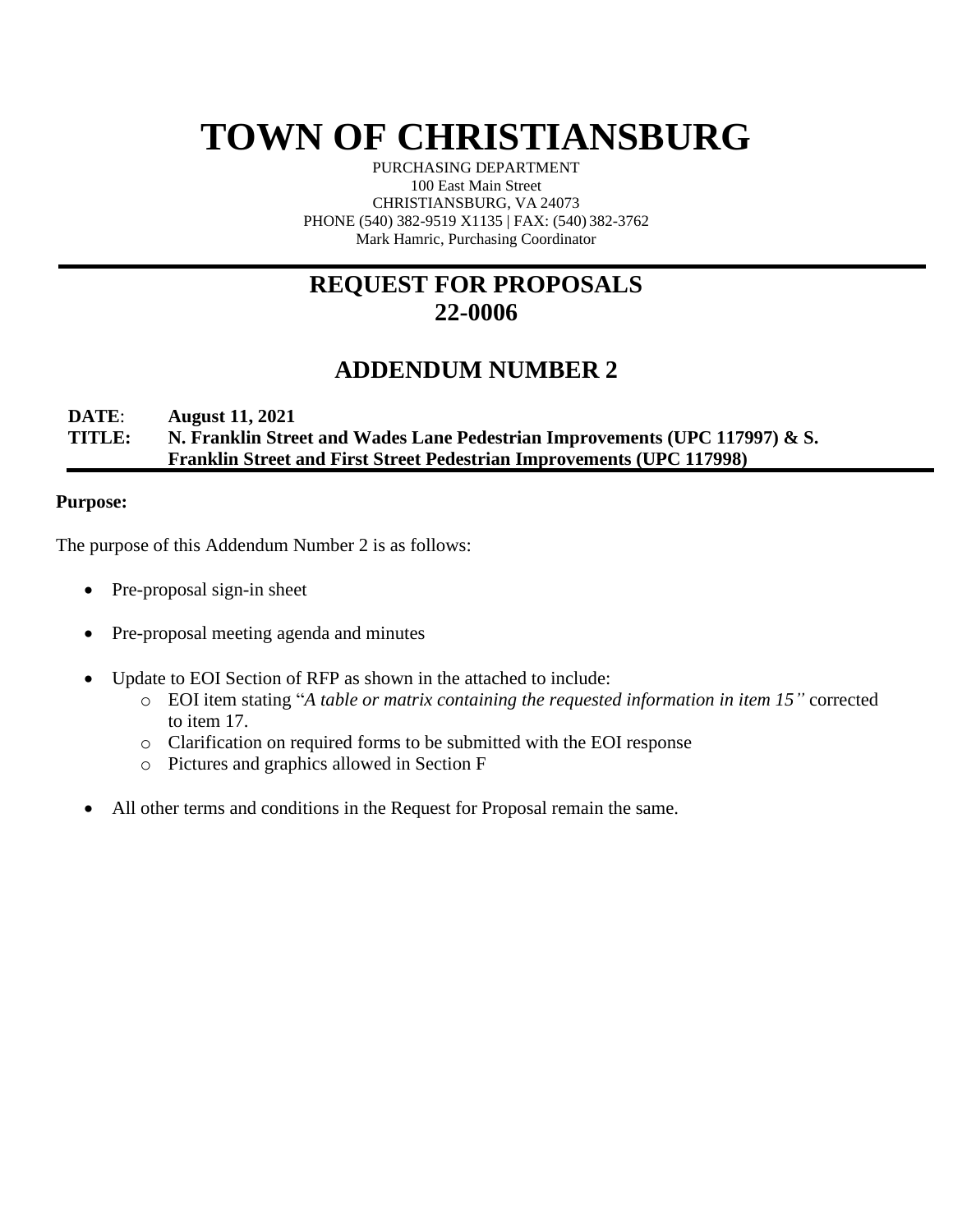# TOWN OF CHRISTIANSBURG

PURCHASING DEPARTMENT
100 East Main Street
CHRISTIANSBURG, VA 24073
PHONE (540) 382-9519 X1135 | FAX: (540) 382-3762
Mark Hamric, Purchasing Coordinator

## REQUEST FOR PROPOSALS
## 22-0006

## ADDENDUM NUMBER 2

**DATE**: **August 11, 2021**
**TITLE: N. Franklin Street and Wades Lane Pedestrian Improvements (UPC 117997) & S. Franklin Street and First Street Pedestrian Improvements (UPC 117998)**

**Purpose:**

The purpose of this Addendum Number 2 is as follows:

- Pre-proposal sign-in sheet
- Pre-proposal meeting agenda and minutes
- Update to EOI Section of RFP as shown in the attached to include:
  - EOI item stating "*A table or matrix containing the requested information in item 15"* corrected to item 17.
  - Clarification on required forms to be submitted with the EOI response
  - Pictures and graphics allowed in Section F
- All other terms and conditions in the Request for Proposal remain the same.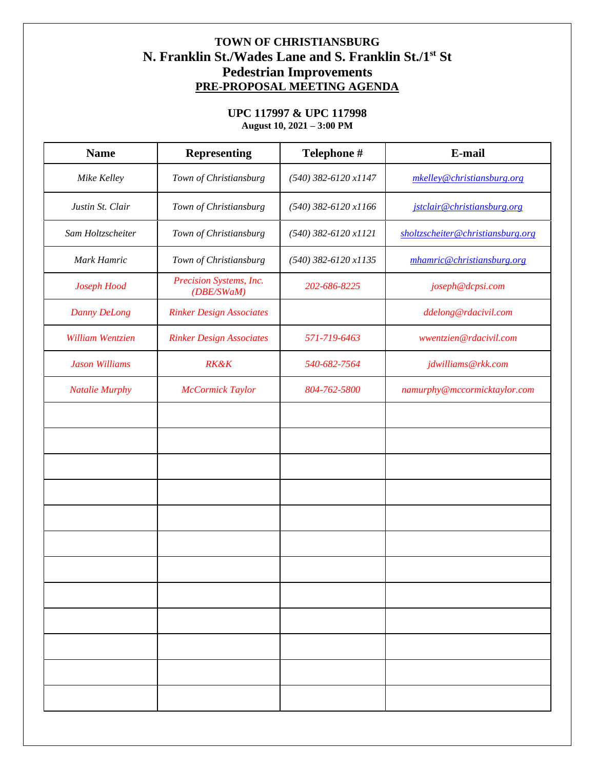# TOWN OF CHRISTIANSBURG

## N. Franklin St./Wades Lane and S. Franklin St./1st St

## Pedestrian Improvements

## PRE-PROPOSAL MEETING AGENDA

**UPC 117997 & UPC 117998**

**August 10, 2021 – 3:00 PM**

| Name | Representing | Telephone # | E-mail |
|---|---|---|---|
| *Mike Kelley* | *Town of Christiansburg* | *(540) 382-6120 x1147* | *mkelley@christiansburg.org* |
| *Justin St. Clair* | *Town of Christiansburg* | *(540) 382-6120 x1166* | *jstclair@christiansburg.org* |
| *Sam Holtzscheiter* | *Town of Christiansburg* | *(540) 382-6120 x1121* | *sholtzscheiter@christiansburg.org* |
| *Mark Hamric* | *Town of Christiansburg* | *(540) 382-6120 x1135* | *mhamric@christiansburg.org* |
| *Joseph Hood* | *Precision Systems, Inc. (DBE/SWaM)* | *202-686-8225* | *joseph@dcpsi.com* |
| *Danny DeLong* | *Rinker Design Associates* | | *ddelong@rdacivil.com* |
| *William Wentzien* | *Rinker Design Associates* | *571-719-6463* | *wwentzien@rdacivil.com* |
| *Jason Williams* | *RK&K* | *540-682-7564* | *jdwilliams@rkk.com* |
| *Natalie Murphy* | *McCormick Taylor* | *804-762-5800* | *namurphy@mccormicktaylor.com* |
| | | | |
| | | | |
| | | | |
| | | | |
| | | | |
| | | | |
| | | | |
| | | | |
| | | | |
| | | | |
| | | | |
| | | | |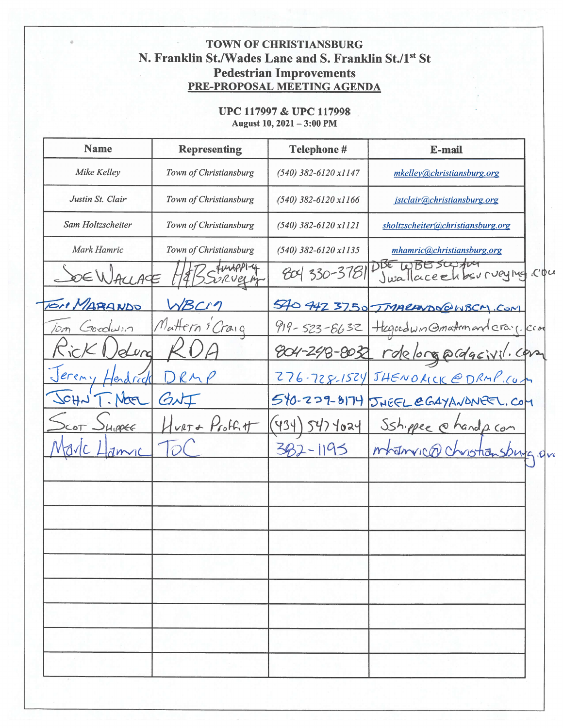# TOWN OF CHRISTIANSBURG
## N. Franklin St./Wades Lane and S. Franklin St./1st St
## Pedestrian Improvements
## PRE-PROPOSAL MEETING AGENDA

**UPC 117997 & UPC 117998**
**August 10, 2021 – 3:00 PM**

| Name | Representing | Telephone # | E-mail |
|---|---|---|---|
| *Mike Kelley* | *Town of Christiansburg* | *(540) 382-6120 x1147* | *mkelley@christiansburg.org* |
| *Justin St. Clair* | *Town of Christiansburg* | *(540) 382-6120 x1166* | *jstclair@christiansburg.org* |
| *Sam Holtzscheiter* | *Town of Christiansburg* | *(540) 382-6120 x1121* | *sholtzscheiter@christiansburg.org* |
| *Mark Hamric* | *Town of Christiansburg* | *(540) 382-6120 x1135* | *mhamric@christiansburg.org* |
| Joe Wallace | H&B Surveying + Mapping | 804 330-3781 | DBE WBE SWaM jwallace@hbsurveying.com |
| Tom Marando | WBCM | 540 442 3750 | TMARANDO@WBCM.COM |
| Tom Goodwin | Mattern & Craig | 919-523-6632 | tlgoodwin@matternandcraig.com |
| Rick DeLong | RDA | 804-248-8032 | rdelong@rdacivil.com |
| Jeremy Hendrick | DRMP | 276-728-1524 | JHENDRICK@DRMP.COM |
| JOHN T. NEEL | GNT | 540-239-8174 | JNEEL@GAYANDNEEL.COM |
| Scot Shippee | Hurt & Proffitt | (434) 547 4024 | sshippee@handp.com |
| Mark Hamric | ToC | 382-1195 | mhamric@christiansburg.org |
| | | | |
| | | | |
| | | | |
| | | | |
| | | | |
| | | | |
| | | | |
| | | | |
| | | | |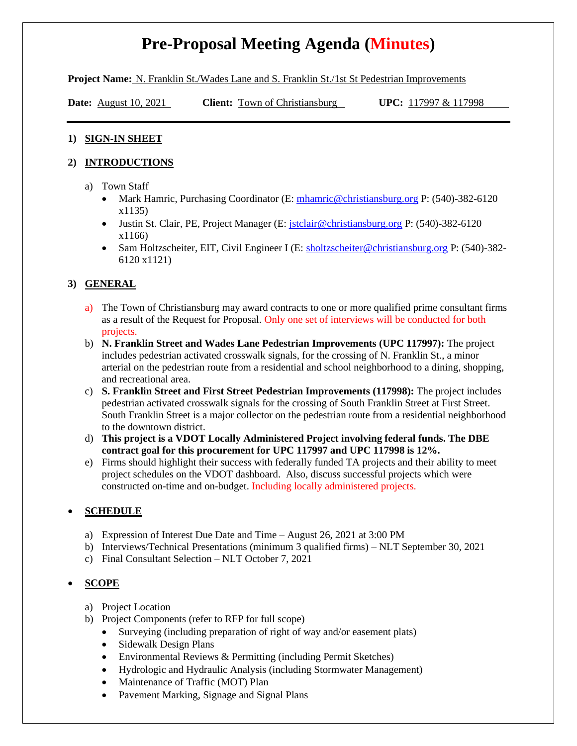# Pre-Proposal Meeting Agenda (Minutes)

**Project Name:** N. Franklin St./Wades Lane and S. Franklin St./1st St Pedestrian Improvements

**Date:** August 10, 2021 **Client:** Town of Christiansburg **UPC:** 117997 & 117998

---

**1) SIGN-IN SHEET**

**2) INTRODUCTIONS**

a) Town Staff
- Mark Hamric, Purchasing Coordinator (E: mhamric@christiansburg.org P: (540)-382-6120 x1135)
- Justin St. Clair, PE, Project Manager (E: jstclair@christiansburg.org P: (540)-382-6120 x1166)
- Sam Holtzscheiter, EIT, Civil Engineer I (E: sholtzscheiter@christiansburg.org P: (540)-382-6120 x1121)

**3) GENERAL**

a) The Town of Christiansburg may award contracts to one or more qualified prime consultant firms as a result of the Request for Proposal. Only one set of interviews will be conducted for both projects.

b) **N. Franklin Street and Wades Lane Pedestrian Improvements (UPC 117997):** The project includes pedestrian activated crosswalk signals, for the crossing of N. Franklin St., a minor arterial on the pedestrian route from a residential and school neighborhood to a dining, shopping, and recreational area.

c) **S. Franklin Street and First Street Pedestrian Improvements (117998):** The project includes pedestrian activated crosswalk signals for the crossing of South Franklin Street at First Street. South Franklin Street is a major collector on the pedestrian route from a residential neighborhood to the downtown district.

d) **This project is a VDOT Locally Administered Project involving federal funds. The DBE contract goal for this procurement for UPC 117997 and UPC 117998 is 12%.**

e) Firms should highlight their success with federally funded TA projects and their ability to meet project schedules on the VDOT dashboard. Also, discuss successful projects which were constructed on-time and on-budget. Including locally administered projects.

- **SCHEDULE**

a) Expression of Interest Due Date and Time – August 26, 2021 at 3:00 PM

b) Interviews/Technical Presentations (minimum 3 qualified firms) – NLT September 30, 2021

c) Final Consultant Selection – NLT October 7, 2021

- **SCOPE**

a) Project Location

b) Project Components (refer to RFP for full scope)
- Surveying (including preparation of right of way and/or easement plats)
- Sidewalk Design Plans
- Environmental Reviews & Permitting (including Permit Sketches)
- Hydrologic and Hydraulic Analysis (including Stormwater Management)
- Maintenance of Traffic (MOT) Plan
- Pavement Marking, Signage and Signal Plans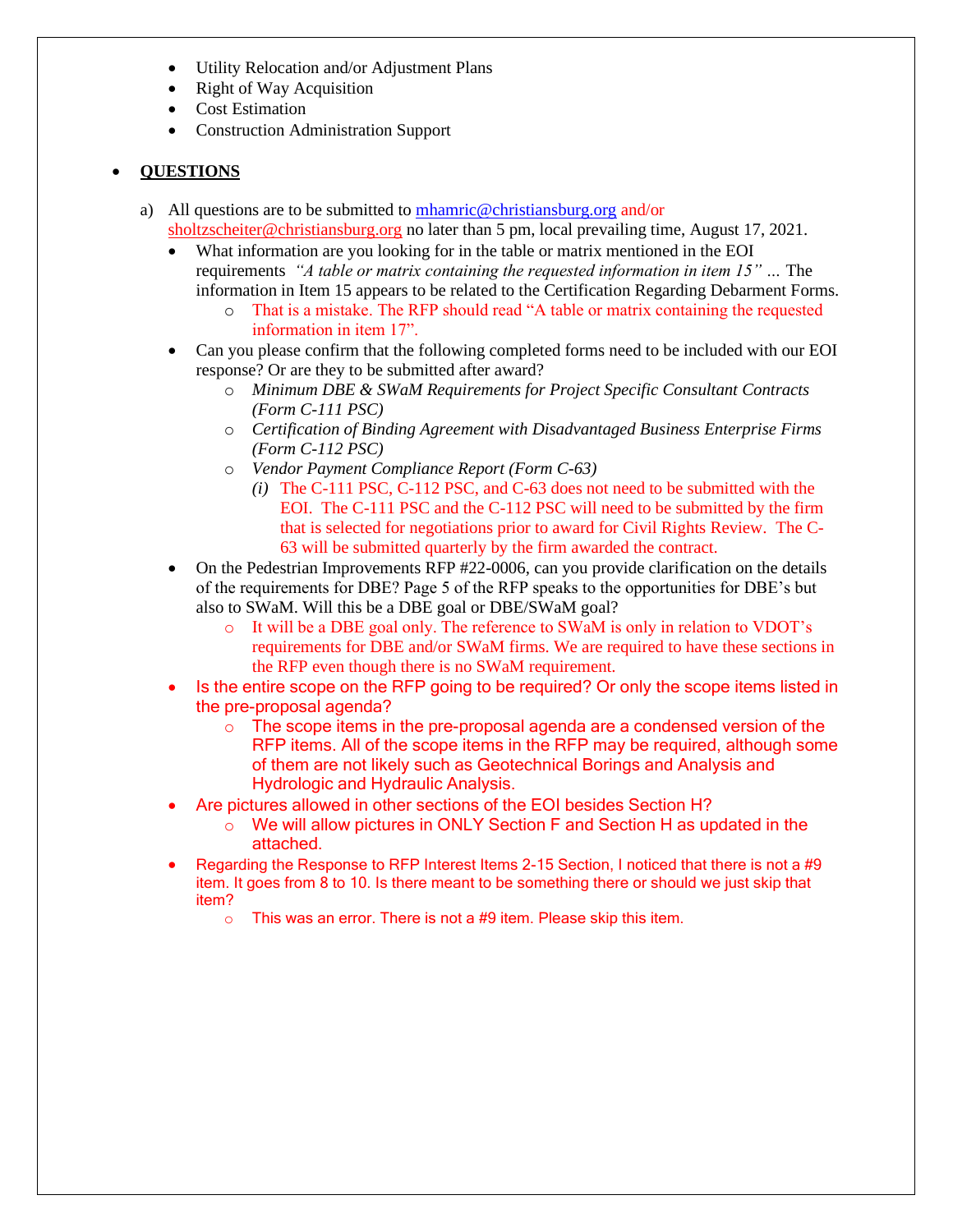- Utility Relocation and/or Adjustment Plans
- Right of Way Acquisition
- Cost Estimation
- Construction Administration Support

- **QUESTIONS**

  a) All questions are to be submitted to mhamric@christiansburg.org and/or sholtzscheiter@christiansburg.org no later than 5 pm, local prevailing time, August 17, 2021.

  - What information are you looking for in the table or matrix mentioned in the EOI requirements *"A table or matrix containing the requested information in item 15"* … The information in Item 15 appears to be related to the Certification Regarding Debarment Forms.
    - That is a mistake. The RFP should read "A table or matrix containing the requested information in item 17".
  - Can you please confirm that the following completed forms need to be included with our EOI response? Or are they to be submitted after award?
    - *Minimum DBE & SWaM Requirements for Project Specific Consultant Contracts (Form C-111 PSC)*
    - *Certification of Binding Agreement with Disadvantaged Business Enterprise Firms (Form C-112 PSC)*
    - *Vendor Payment Compliance Report (Form C-63)*
      - *(i)* The C-111 PSC, C-112 PSC, and C-63 does not need to be submitted with the EOI. The C-111 PSC and the C-112 PSC will need to be submitted by the firm that is selected for negotiations prior to award for Civil Rights Review. The C-63 will be submitted quarterly by the firm awarded the contract.
  - On the Pedestrian Improvements RFP #22-0006, can you provide clarification on the details of the requirements for DBE? Page 5 of the RFP speaks to the opportunities for DBE's but also to SWaM. Will this be a DBE goal or DBE/SWaM goal?
    - It will be a DBE goal only. The reference to SWaM is only in relation to VDOT's requirements for DBE and/or SWaM firms. We are required to have these sections in the RFP even though there is no SWaM requirement.
  - Is the entire scope on the RFP going to be required? Or only the scope items listed in the pre-proposal agenda?
    - The scope items in the pre-proposal agenda are a condensed version of the RFP items. All of the scope items in the RFP may be required, although some of them are not likely such as Geotechnical Borings and Analysis and Hydrologic and Hydraulic Analysis.
  - Are pictures allowed in other sections of the EOI besides Section H?
    - We will allow pictures in ONLY Section F and Section H as updated in the attached.
  - Regarding the Response to RFP Interest Items 2-15 Section, I noticed that there is not a #9 item. It goes from 8 to 10. Is there meant to be something there or should we just skip that item?
    - This was an error. There is not a #9 item. Please skip this item.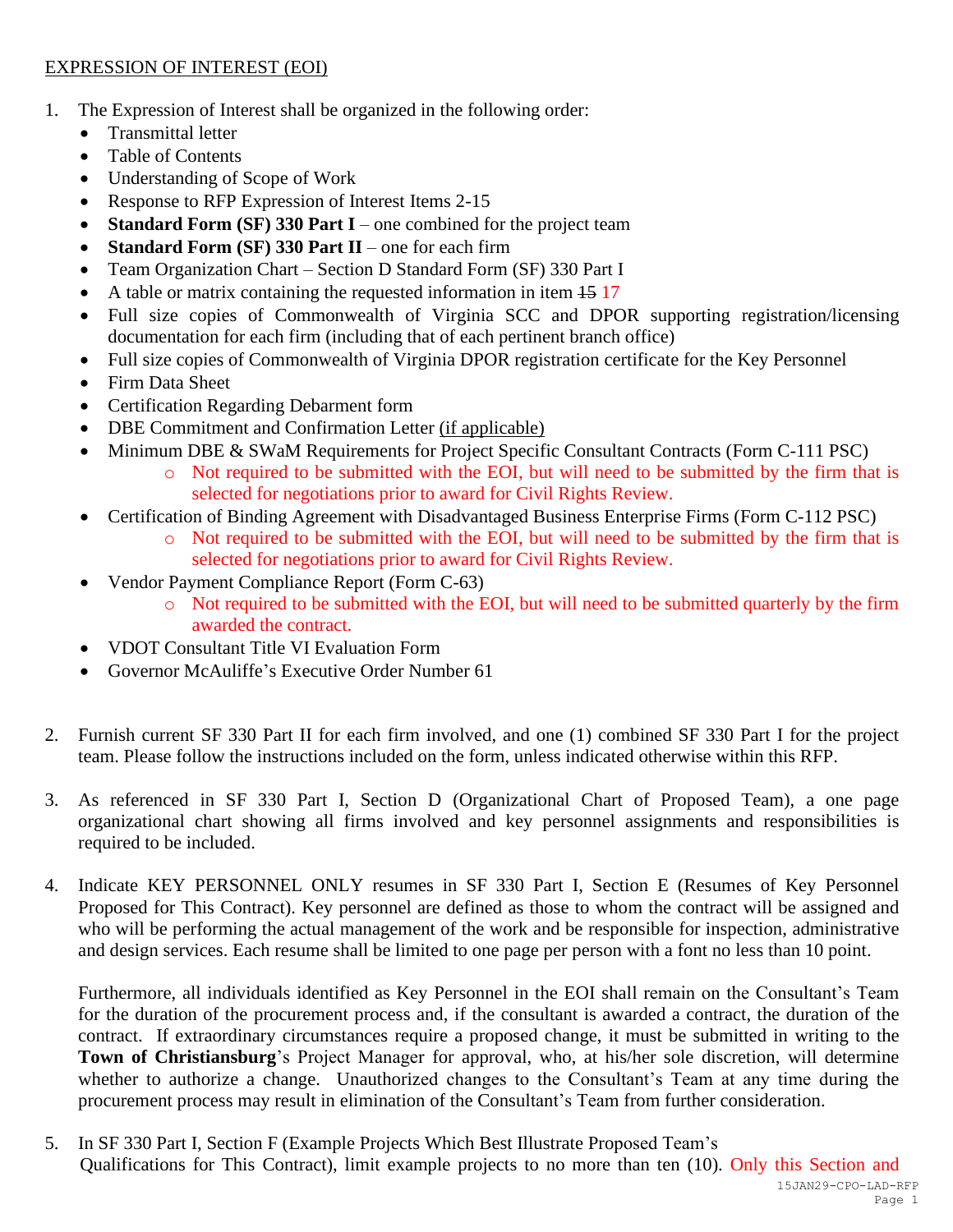EXPRESSION OF INTEREST (EOI)

1. The Expression of Interest shall be organized in the following order:
   - Transmittal letter
   - Table of Contents
   - Understanding of Scope of Work
   - Response to RFP Expression of Interest Items 2-15
   - **Standard Form (SF) 330 Part I** – one combined for the project team
   - **Standard Form (SF) 330 Part II** – one for each firm
   - Team Organization Chart – Section D Standard Form (SF) 330 Part I
   - A table or matrix containing the requested information in item ~~15~~ 17
   - Full size copies of Commonwealth of Virginia SCC and DPOR supporting registration/licensing documentation for each firm (including that of each pertinent branch office)
   - Full size copies of Commonwealth of Virginia DPOR registration certificate for the Key Personnel
   - Firm Data Sheet
   - Certification Regarding Debarment form
   - DBE Commitment and Confirmation Letter (if applicable)
   - Minimum DBE & SWaM Requirements for Project Specific Consultant Contracts (Form C-111 PSC)
     - Not required to be submitted with the EOI, but will need to be submitted by the firm that is selected for negotiations prior to award for Civil Rights Review.
   - Certification of Binding Agreement with Disadvantaged Business Enterprise Firms (Form C-112 PSC)
     - Not required to be submitted with the EOI, but will need to be submitted by the firm that is selected for negotiations prior to award for Civil Rights Review.
   - Vendor Payment Compliance Report (Form C-63)
     - Not required to be submitted with the EOI, but will need to be submitted quarterly by the firm awarded the contract.
   - VDOT Consultant Title VI Evaluation Form
   - Governor McAuliffe's Executive Order Number 61

2. Furnish current SF 330 Part II for each firm involved, and one (1) combined SF 330 Part I for the project team. Please follow the instructions included on the form, unless indicated otherwise within this RFP.

3. As referenced in SF 330 Part I, Section D (Organizational Chart of Proposed Team), a one page organizational chart showing all firms involved and key personnel assignments and responsibilities is required to be included.

4. Indicate KEY PERSONNEL ONLY resumes in SF 330 Part I, Section E (Resumes of Key Personnel Proposed for This Contract). Key personnel are defined as those to whom the contract will be assigned and who will be performing the actual management of the work and be responsible for inspection, administrative and design services. Each resume shall be limited to one page per person with a font no less than 10 point.

   Furthermore, all individuals identified as Key Personnel in the EOI shall remain on the Consultant's Team for the duration of the procurement process and, if the consultant is awarded a contract, the duration of the contract. If extraordinary circumstances require a proposed change, it must be submitted in writing to the **Town of Christiansburg**'s Project Manager for approval, who, at his/her sole discretion, will determine whether to authorize a change. Unauthorized changes to the Consultant's Team at any time during the procurement process may result in elimination of the Consultant's Team from further consideration.

5. In SF 330 Part I, Section F (Example Projects Which Best Illustrate Proposed Team's Qualifications for This Contract), limit example projects to no more than ten (10). Only this Section and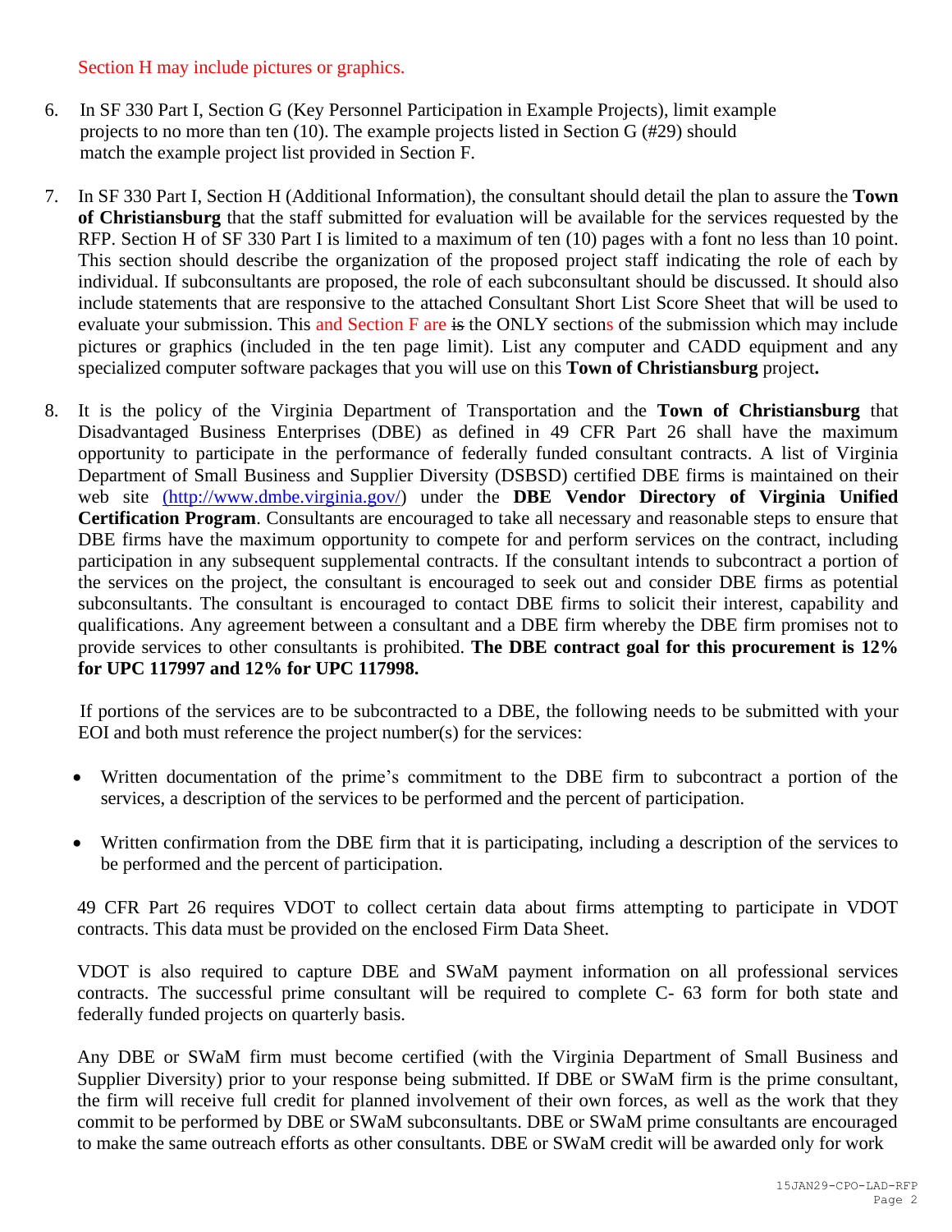Section H may include pictures or graphics.

6. In SF 330 Part I, Section G (Key Personnel Participation in Example Projects), limit example projects to no more than ten (10). The example projects listed in Section G (#29) should match the example project list provided in Section F.

7. In SF 330 Part I, Section H (Additional Information), the consultant should detail the plan to assure the **Town of Christiansburg** that the staff submitted for evaluation will be available for the services requested by the RFP. Section H of SF 330 Part I is limited to a maximum of ten (10) pages with a font no less than 10 point. This section should describe the organization of the proposed project staff indicating the role of each by individual. If subconsultants are proposed, the role of each subconsultant should be discussed. It should also include statements that are responsive to the attached Consultant Short List Score Sheet that will be used to evaluate your submission. This and Section F are ~~is~~ the ONLY sections of the submission which may include pictures or graphics (included in the ten page limit). List any computer and CADD equipment and any specialized computer software packages that you will use on this **Town of Christiansburg** project**.**

8. It is the policy of the Virginia Department of Transportation and the **Town of Christiansburg** that Disadvantaged Business Enterprises (DBE) as defined in 49 CFR Part 26 shall have the maximum opportunity to participate in the performance of federally funded consultant contracts. A list of Virginia Department of Small Business and Supplier Diversity (DSBSD) certified DBE firms is maintained on their web site (http://www.dmbe.virginia.gov/) under the **DBE Vendor Directory of Virginia Unified Certification Program**. Consultants are encouraged to take all necessary and reasonable steps to ensure that DBE firms have the maximum opportunity to compete for and perform services on the contract, including participation in any subsequent supplemental contracts. If the consultant intends to subcontract a portion of the services on the project, the consultant is encouraged to seek out and consider DBE firms as potential subconsultants. The consultant is encouraged to contact DBE firms to solicit their interest, capability and qualifications. Any agreement between a consultant and a DBE firm whereby the DBE firm promises not to provide services to other consultants is prohibited. **The DBE contract goal for this procurement is 12% for UPC 117997 and 12% for UPC 117998.**

   If portions of the services are to be subcontracted to a DBE, the following needs to be submitted with your EOI and both must reference the project number(s) for the services:

   - Written documentation of the prime's commitment to the DBE firm to subcontract a portion of the services, a description of the services to be performed and the percent of participation.

   - Written confirmation from the DBE firm that it is participating, including a description of the services to be performed and the percent of participation.

   49 CFR Part 26 requires VDOT to collect certain data about firms attempting to participate in VDOT contracts. This data must be provided on the enclosed Firm Data Sheet.

   VDOT is also required to capture DBE and SWaM payment information on all professional services contracts. The successful prime consultant will be required to complete C- 63 form for both state and federally funded projects on quarterly basis.

   Any DBE or SWaM firm must become certified (with the Virginia Department of Small Business and Supplier Diversity) prior to your response being submitted. If DBE or SWaM firm is the prime consultant, the firm will receive full credit for planned involvement of their own forces, as well as the work that they commit to be performed by DBE or SWaM subconsultants. DBE or SWaM prime consultants are encouraged to make the same outreach efforts as other consultants. DBE or SWaM credit will be awarded only for work